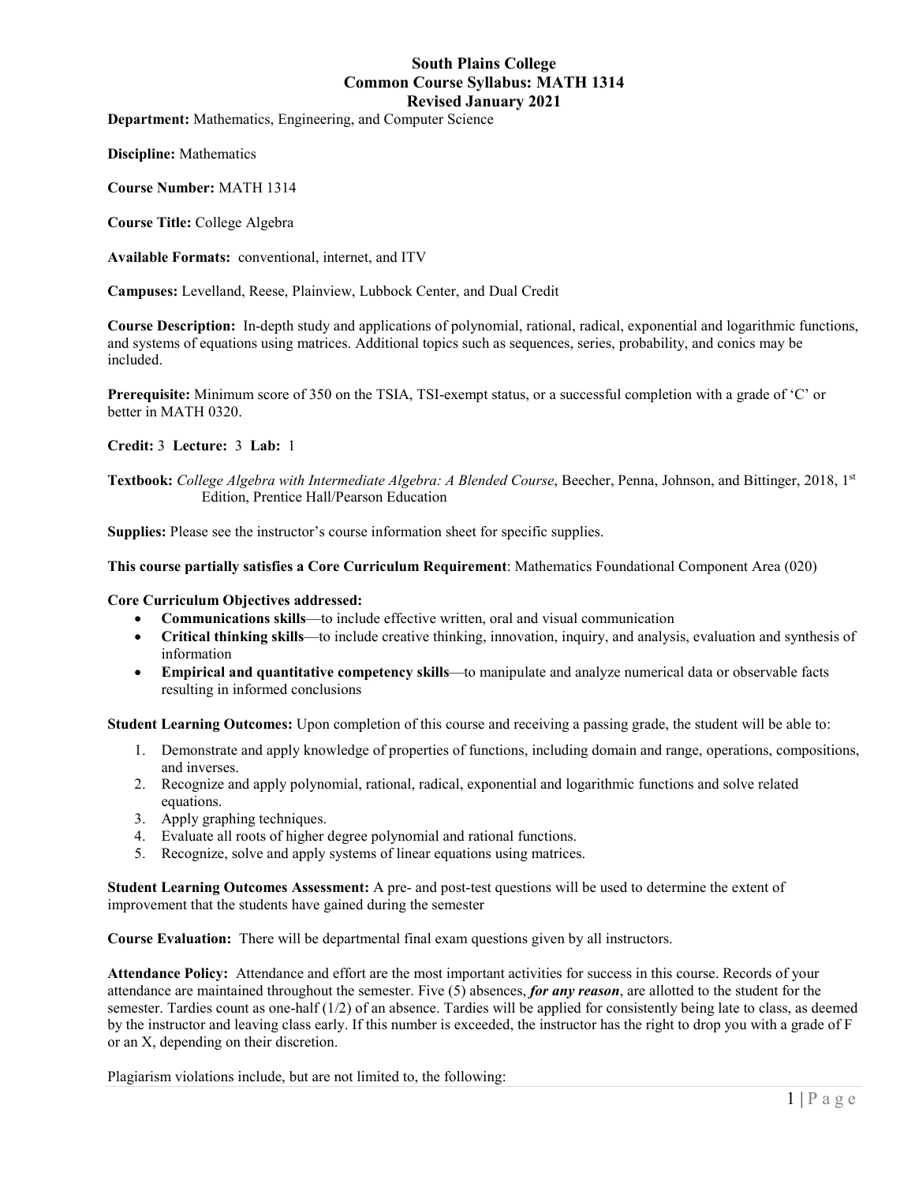# South Plains College
## Common Course Syllabus: MATH 1314
### Revised January 2021

**Department:** Mathematics, Engineering, and Computer Science

**Discipline:** Mathematics

**Course Number:** MATH 1314

**Course Title:** College Algebra

**Available Formats:** conventional, internet, and ITV

**Campuses:** Levelland, Reese, Plainview, Lubbock Center, and Dual Credit

**Course Description:** In-depth study and applications of polynomial, rational, radical, exponential and logarithmic functions, and systems of equations using matrices. Additional topics such as sequences, series, probability, and conics may be included.

**Prerequisite:** Minimum score of 350 on the TSIA, TSI-exempt status, or a successful completion with a grade of 'C' or better in MATH 0320.

**Credit:** 3 **Lecture:** 3 **Lab:** 1

**Textbook:** *College Algebra with Intermediate Algebra: A Blended Course*, Beecher, Penna, Johnson, and Bittinger, 2018, 1st Edition, Prentice Hall/Pearson Education

**Supplies:** Please see the instructor's course information sheet for specific supplies.

**This course partially satisfies a Core Curriculum Requirement**: Mathematics Foundational Component Area (020)

**Core Curriculum Objectives addressed:**

- **Communications skills**—to include effective written, oral and visual communication
- **Critical thinking skills**—to include creative thinking, innovation, inquiry, and analysis, evaluation and synthesis of information
- **Empirical and quantitative competency skills**—to manipulate and analyze numerical data or observable facts resulting in informed conclusions

**Student Learning Outcomes:** Upon completion of this course and receiving a passing grade, the student will be able to:

1. Demonstrate and apply knowledge of properties of functions, including domain and range, operations, compositions, and inverses.
2. Recognize and apply polynomial, rational, radical, exponential and logarithmic functions and solve related equations.
3. Apply graphing techniques.
4. Evaluate all roots of higher degree polynomial and rational functions.
5. Recognize, solve and apply systems of linear equations using matrices.

**Student Learning Outcomes Assessment:** A pre- and post-test questions will be used to determine the extent of improvement that the students have gained during the semester

**Course Evaluation:** There will be departmental final exam questions given by all instructors.

**Attendance Policy:** Attendance and effort are the most important activities for success in this course. Records of your attendance are maintained throughout the semester. Five (5) absences, ***for any reason***, are allotted to the student for the semester. Tardies count as one-half (1/2) of an absence. Tardies will be applied for consistently being late to class, as deemed by the instructor and leaving class early. If this number is exceeded, the instructor has the right to drop you with a grade of F or an X, depending on their discretion.

Plagiarism violations include, but are not limited to, the following: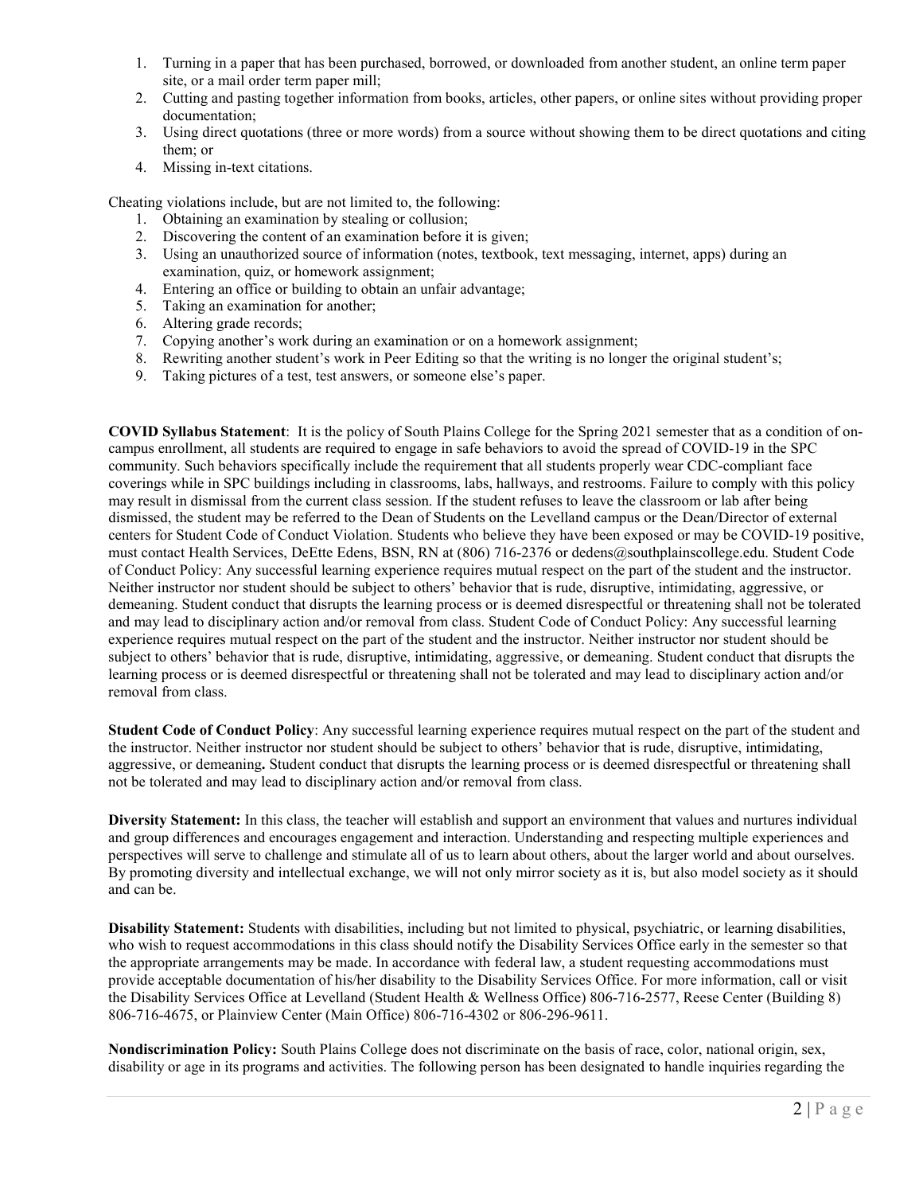1. Turning in a paper that has been purchased, borrowed, or downloaded from another student, an online term paper site, or a mail order term paper mill;
2. Cutting and pasting together information from books, articles, other papers, or online sites without providing proper documentation;
3. Using direct quotations (three or more words) from a source without showing them to be direct quotations and citing them; or
4. Missing in-text citations.

Cheating violations include, but are not limited to, the following:

1. Obtaining an examination by stealing or collusion;
2. Discovering the content of an examination before it is given;
3. Using an unauthorized source of information (notes, textbook, text messaging, internet, apps) during an examination, quiz, or homework assignment;
4. Entering an office or building to obtain an unfair advantage;
5. Taking an examination for another;
6. Altering grade records;
7. Copying another's work during an examination or on a homework assignment;
8. Rewriting another student's work in Peer Editing so that the writing is no longer the original student's;
9. Taking pictures of a test, test answers, or someone else's paper.

**COVID Syllabus Statement**: It is the policy of South Plains College for the Spring 2021 semester that as a condition of on-campus enrollment, all students are required to engage in safe behaviors to avoid the spread of COVID-19 in the SPC community. Such behaviors specifically include the requirement that all students properly wear CDC-compliant face coverings while in SPC buildings including in classrooms, labs, hallways, and restrooms. Failure to comply with this policy may result in dismissal from the current class session. If the student refuses to leave the classroom or lab after being dismissed, the student may be referred to the Dean of Students on the Levelland campus or the Dean/Director of external centers for Student Code of Conduct Violation. Students who believe they have been exposed or may be COVID-19 positive, must contact Health Services, DeEtte Edens, BSN, RN at (806) 716-2376 or dedens@southplainscollege.edu. Student Code of Conduct Policy: Any successful learning experience requires mutual respect on the part of the student and the instructor. Neither instructor nor student should be subject to others' behavior that is rude, disruptive, intimidating, aggressive, or demeaning. Student conduct that disrupts the learning process or is deemed disrespectful or threatening shall not be tolerated and may lead to disciplinary action and/or removal from class. Student Code of Conduct Policy: Any successful learning experience requires mutual respect on the part of the student and the instructor. Neither instructor nor student should be subject to others' behavior that is rude, disruptive, intimidating, aggressive, or demeaning. Student conduct that disrupts the learning process or is deemed disrespectful or threatening shall not be tolerated and may lead to disciplinary action and/or removal from class.

**Student Code of Conduct Policy**: Any successful learning experience requires mutual respect on the part of the student and the instructor. Neither instructor nor student should be subject to others' behavior that is rude, disruptive, intimidating, aggressive, or demeaning**.** Student conduct that disrupts the learning process or is deemed disrespectful or threatening shall not be tolerated and may lead to disciplinary action and/or removal from class.

**Diversity Statement:** In this class, the teacher will establish and support an environment that values and nurtures individual and group differences and encourages engagement and interaction. Understanding and respecting multiple experiences and perspectives will serve to challenge and stimulate all of us to learn about others, about the larger world and about ourselves. By promoting diversity and intellectual exchange, we will not only mirror society as it is, but also model society as it should and can be.

**Disability Statement:** Students with disabilities, including but not limited to physical, psychiatric, or learning disabilities, who wish to request accommodations in this class should notify the Disability Services Office early in the semester so that the appropriate arrangements may be made. In accordance with federal law, a student requesting accommodations must provide acceptable documentation of his/her disability to the Disability Services Office. For more information, call or visit the Disability Services Office at Levelland (Student Health & Wellness Office) 806-716-2577, Reese Center (Building 8) 806-716-4675, or Plainview Center (Main Office) 806-716-4302 or 806-296-9611.

**Nondiscrimination Policy:** South Plains College does not discriminate on the basis of race, color, national origin, sex, disability or age in its programs and activities. The following person has been designated to handle inquiries regarding the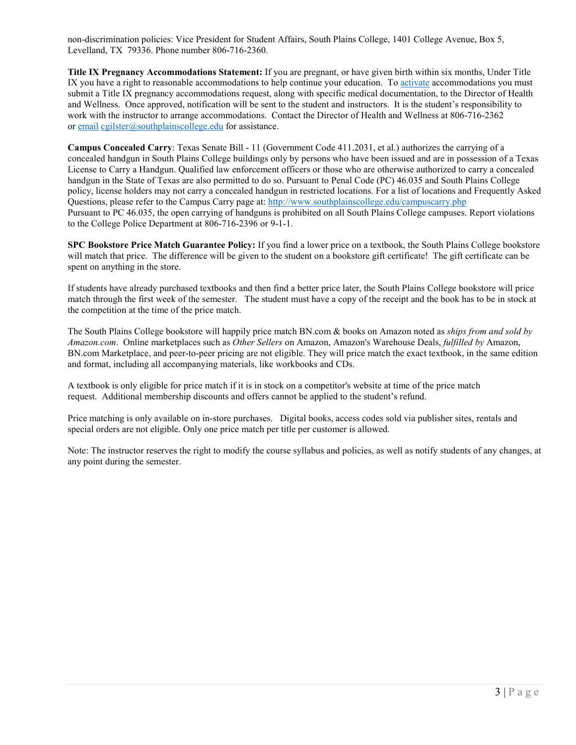non-discrimination policies: Vice President for Student Affairs, South Plains College, 1401 College Avenue, Box 5, Levelland, TX 79336. Phone number 806-716-2360.

**Title IX Pregnancy Accommodations Statement:** If you are pregnant, or have given birth within six months, Under Title IX you have a right to reasonable accommodations to help continue your education. To activate accommodations you must submit a Title IX pregnancy accommodations request, along with specific medical documentation, to the Director of Health and Wellness. Once approved, notification will be sent to the student and instructors. It is the student's responsibility to work with the instructor to arrange accommodations. Contact the Director of Health and Wellness at 806-716-2362 or email cgilster@southplainscollege.edu for assistance.

**Campus Concealed Carry**: Texas Senate Bill - 11 (Government Code 411.2031, et al.) authorizes the carrying of a concealed handgun in South Plains College buildings only by persons who have been issued and are in possession of a Texas License to Carry a Handgun. Qualified law enforcement officers or those who are otherwise authorized to carry a concealed handgun in the State of Texas are also permitted to do so. Pursuant to Penal Code (PC) 46.035 and South Plains College policy, license holders may not carry a concealed handgun in restricted locations. For a list of locations and Frequently Asked Questions, please refer to the Campus Carry page at: http://www.southplainscollege.edu/campuscarry.php
Pursuant to PC 46.035, the open carrying of handguns is prohibited on all South Plains College campuses. Report violations to the College Police Department at 806-716-2396 or 9-1-1.

**SPC Bookstore Price Match Guarantee Policy:** If you find a lower price on a textbook, the South Plains College bookstore will match that price. The difference will be given to the student on a bookstore gift certificate! The gift certificate can be spent on anything in the store.

If students have already purchased textbooks and then find a better price later, the South Plains College bookstore will price match through the first week of the semester. The student must have a copy of the receipt and the book has to be in stock at the competition at the time of the price match.

The South Plains College bookstore will happily price match BN.com & books on Amazon noted as *ships from and sold by Amazon.com*. Online marketplaces such as *Other Sellers* on Amazon, Amazon's Warehouse Deals, *fulfilled by* Amazon, BN.com Marketplace, and peer-to-peer pricing are not eligible. They will price match the exact textbook, in the same edition and format, including all accompanying materials, like workbooks and CDs.

A textbook is only eligible for price match if it is in stock on a competitor's website at time of the price match request. Additional membership discounts and offers cannot be applied to the student's refund.

Price matching is only available on in-store purchases. Digital books, access codes sold via publisher sites, rentals and special orders are not eligible. Only one price match per title per customer is allowed.

Note: The instructor reserves the right to modify the course syllabus and policies, as well as notify students of any changes, at any point during the semester.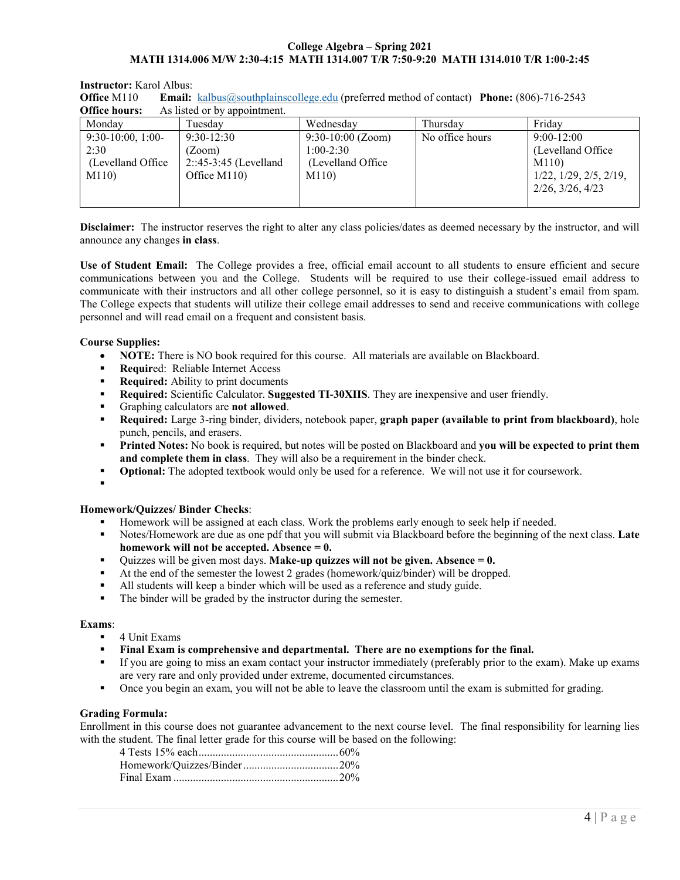**College Algebra – Spring 2021**
**MATH 1314.006 M/W 2:30-4:15 MATH 1314.007 T/R 7:50-9:20 MATH 1314.010 T/R 1:00-2:45**

**Instructor:** Karol Albus:
**Office** M110 **Email:** kalbus@southplainscollege.edu (preferred method of contact) **Phone:** (806)-716-2543
**Office hours:** As listed or by appointment.

| Monday | Tuesday | Wednesday | Thursday | Friday |
|---|---|---|---|---|
| 9:30-10:00, 1:00-2:30 (Levelland Office M110) | 9:30-12:30 (Zoom) 2::45-3:45 (Levelland Office M110) | 9:30-10:00 (Zoom) 1:00-2:30 (Levelland Office M110) | No office hours | 9:00-12:00 (Levelland Office M110) 1/22, 1/29, 2/5, 2/19, 2/26, 3/26, 4/23 |

**Disclaimer:** The instructor reserves the right to alter any class policies/dates as deemed necessary by the instructor, and will announce any changes **in class**.

**Use of Student Email:** The College provides a free, official email account to all students to ensure efficient and secure communications between you and the College. Students will be required to use their college-issued email address to communicate with their instructors and all other college personnel, so it is easy to distinguish a student's email from spam. The College expects that students will utilize their college email addresses to send and receive communications with college personnel and will read email on a frequent and consistent basis.

**Course Supplies:**

- **NOTE:** There is NO book required for this course. All materials are available on Blackboard.
- **Requir**ed: Reliable Internet Access
- **Required:** Ability to print documents
- **Required:** Scientific Calculator. **Suggested TI-30XIIS**. They are inexpensive and user friendly.
- Graphing calculators are **not allowed**.
- **Required:** Large 3-ring binder, dividers, notebook paper, **graph paper (available to print from blackboard)**, hole punch, pencils, and erasers.
- **Printed Notes:** No book is required, but notes will be posted on Blackboard and **you will be expected to print them and complete them in class**. They will also be a requirement in the binder check.
- **Optional:** The adopted textbook would only be used for a reference. We will not use it for coursework.

**Homework/Quizzes/ Binder Checks**:

- Homework will be assigned at each class. Work the problems early enough to seek help if needed.
- Notes/Homework are due as one pdf that you will submit via Blackboard before the beginning of the next class. **Late homework will not be accepted. Absence = 0.**
- Quizzes will be given most days. **Make-up quizzes will not be given. Absence = 0.**
- At the end of the semester the lowest 2 grades (homework/quiz/binder) will be dropped.
- All students will keep a binder which will be used as a reference and study guide.
- The binder will be graded by the instructor during the semester.

**Exams**:

- 4 Unit Exams
- **Final Exam is comprehensive and departmental. There are no exemptions for the final.**
- If you are going to miss an exam contact your instructor immediately (preferably prior to the exam). Make up exams are very rare and only provided under extreme, documented circumstances.
- Once you begin an exam, you will not be able to leave the classroom until the exam is submitted for grading.

**Grading Formula:**

Enrollment in this course does not guarantee advancement to the next course level. The final responsibility for learning lies with the student. The final letter grade for this course will be based on the following:

4 Tests 15% each....................................................60%
Homework/Quizzes/Binder.....................................20%
Final Exam ..............................................................20%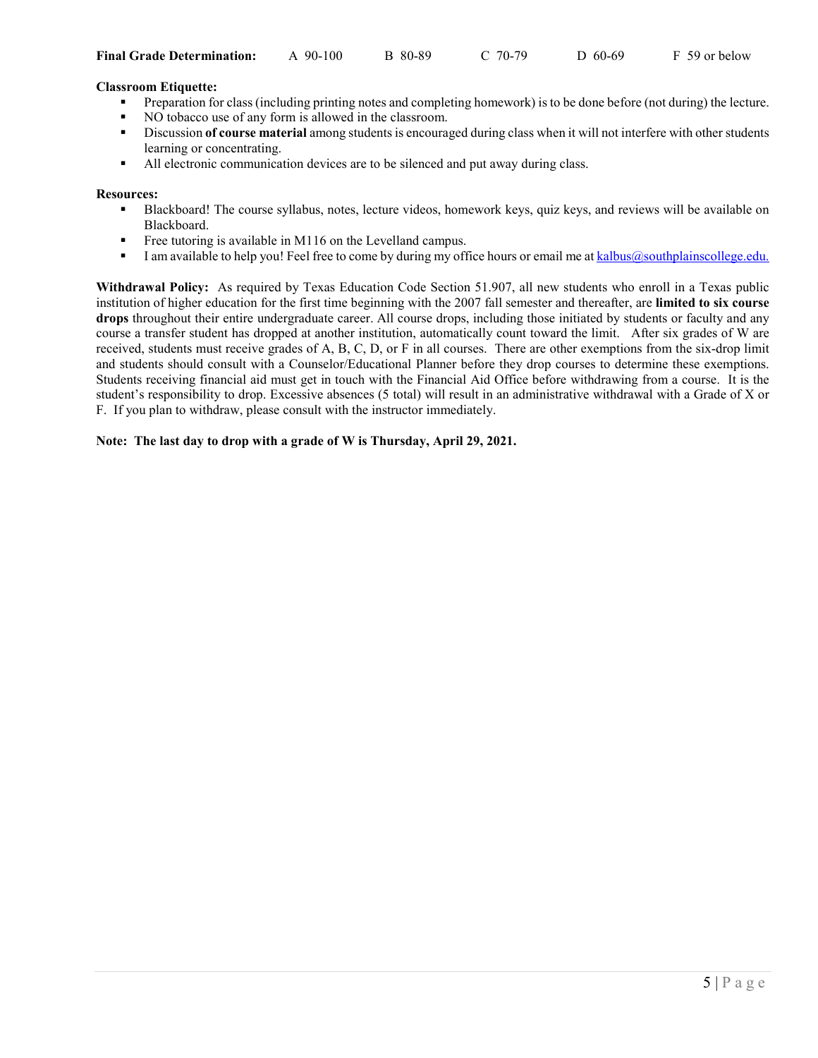**Final Grade Determination:** A 90-100 B 80-89 C 70-79 D 60-69 F 59 or below

**Classroom Etiquette:**

- Preparation for class (including printing notes and completing homework) is to be done before (not during) the lecture.
- NO tobacco use of any form is allowed in the classroom.
- Discussion **of course material** among students is encouraged during class when it will not interfere with other students learning or concentrating.
- All electronic communication devices are to be silenced and put away during class.

**Resources:**

- Blackboard! The course syllabus, notes, lecture videos, homework keys, quiz keys, and reviews will be available on Blackboard.
- Free tutoring is available in M116 on the Levelland campus.
- I am available to help you! Feel free to come by during my office hours or email me at kalbus@southplainscollege.edu.

**Withdrawal Policy:** As required by Texas Education Code Section 51.907, all new students who enroll in a Texas public institution of higher education for the first time beginning with the 2007 fall semester and thereafter, are **limited to six course drops** throughout their entire undergraduate career. All course drops, including those initiated by students or faculty and any course a transfer student has dropped at another institution, automatically count toward the limit. After six grades of W are received, students must receive grades of A, B, C, D, or F in all courses. There are other exemptions from the six-drop limit and students should consult with a Counselor/Educational Planner before they drop courses to determine these exemptions. Students receiving financial aid must get in touch with the Financial Aid Office before withdrawing from a course. It is the student's responsibility to drop. Excessive absences (5 total) will result in an administrative withdrawal with a Grade of X or F. If you plan to withdraw, please consult with the instructor immediately.

**Note: The last day to drop with a grade of W is Thursday, April 29, 2021.**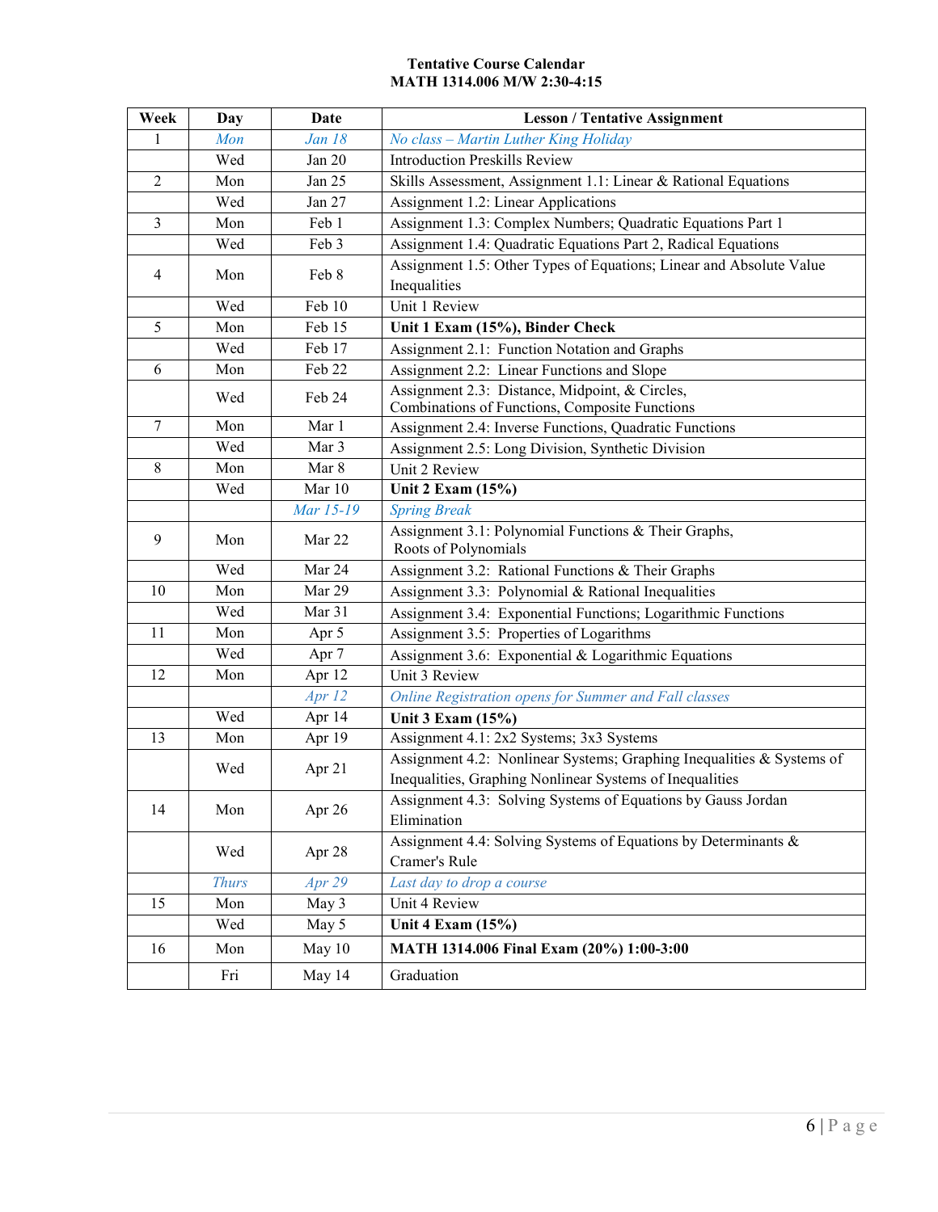**Tentative Course Calendar**
**MATH 1314.006 M/W 2:30-4:15**

| Week | Day | Date | Lesson / Tentative Assignment |
|---|---|---|---|
| 1 | *Mon* | *Jan 18* | *No class – Martin Luther King Holiday* |
| | Wed | Jan 20 | Introduction Preskills Review |
| 2 | Mon | Jan 25 | Skills Assessment, Assignment 1.1: Linear & Rational Equations |
| | Wed | Jan 27 | Assignment 1.2: Linear Applications |
| 3 | Mon | Feb 1 | Assignment 1.3: Complex Numbers; Quadratic Equations Part 1 |
| | Wed | Feb 3 | Assignment 1.4: Quadratic Equations Part 2, Radical Equations |
| 4 | Mon | Feb 8 | Assignment 1.5: Other Types of Equations; Linear and Absolute Value Inequalities |
| | Wed | Feb 10 | Unit 1 Review |
| 5 | Mon | Feb 15 | **Unit 1 Exam (15%), Binder Check** |
| | Wed | Feb 17 | Assignment 2.1: Function Notation and Graphs |
| 6 | Mon | Feb 22 | Assignment 2.2: Linear Functions and Slope |
| | Wed | Feb 24 | Assignment 2.3: Distance, Midpoint, & Circles, Combinations of Functions, Composite Functions |
| 7 | Mon | Mar 1 | Assignment 2.4: Inverse Functions, Quadratic Functions |
| | Wed | Mar 3 | Assignment 2.5: Long Division, Synthetic Division |
| 8 | Mon | Mar 8 | Unit 2 Review |
| | Wed | Mar 10 | **Unit 2 Exam (15%)** |
| | | *Mar 15-19* | *Spring Break* |
| 9 | Mon | Mar 22 | Assignment 3.1: Polynomial Functions & Their Graphs, Roots of Polynomials |
| | Wed | Mar 24 | Assignment 3.2: Rational Functions & Their Graphs |
| 10 | Mon | Mar 29 | Assignment 3.3: Polynomial & Rational Inequalities |
| | Wed | Mar 31 | Assignment 3.4: Exponential Functions; Logarithmic Functions |
| 11 | Mon | Apr 5 | Assignment 3.5: Properties of Logarithms |
| | Wed | Apr 7 | Assignment 3.6: Exponential & Logarithmic Equations |
| 12 | Mon | Apr 12 | Unit 3 Review |
| | | *Apr 12* | *Online Registration opens for Summer and Fall classes* |
| | Wed | Apr 14 | **Unit 3 Exam (15%)** |
| 13 | Mon | Apr 19 | Assignment 4.1: 2x2 Systems; 3x3 Systems |
| | Wed | Apr 21 | Assignment 4.2: Nonlinear Systems; Graphing Inequalities & Systems of Inequalities, Graphing Nonlinear Systems of Inequalities |
| 14 | Mon | Apr 26 | Assignment 4.3: Solving Systems of Equations by Gauss Jordan Elimination |
| | Wed | Apr 28 | Assignment 4.4: Solving Systems of Equations by Determinants & Cramer's Rule |
| | *Thurs* | *Apr 29* | *Last day to drop a course* |
| 15 | Mon | May 3 | Unit 4 Review |
| | Wed | May 5 | **Unit 4 Exam (15%)** |
| 16 | Mon | May 10 | **MATH 1314.006 Final Exam (20%) 1:00-3:00** |
| | Fri | May 14 | Graduation |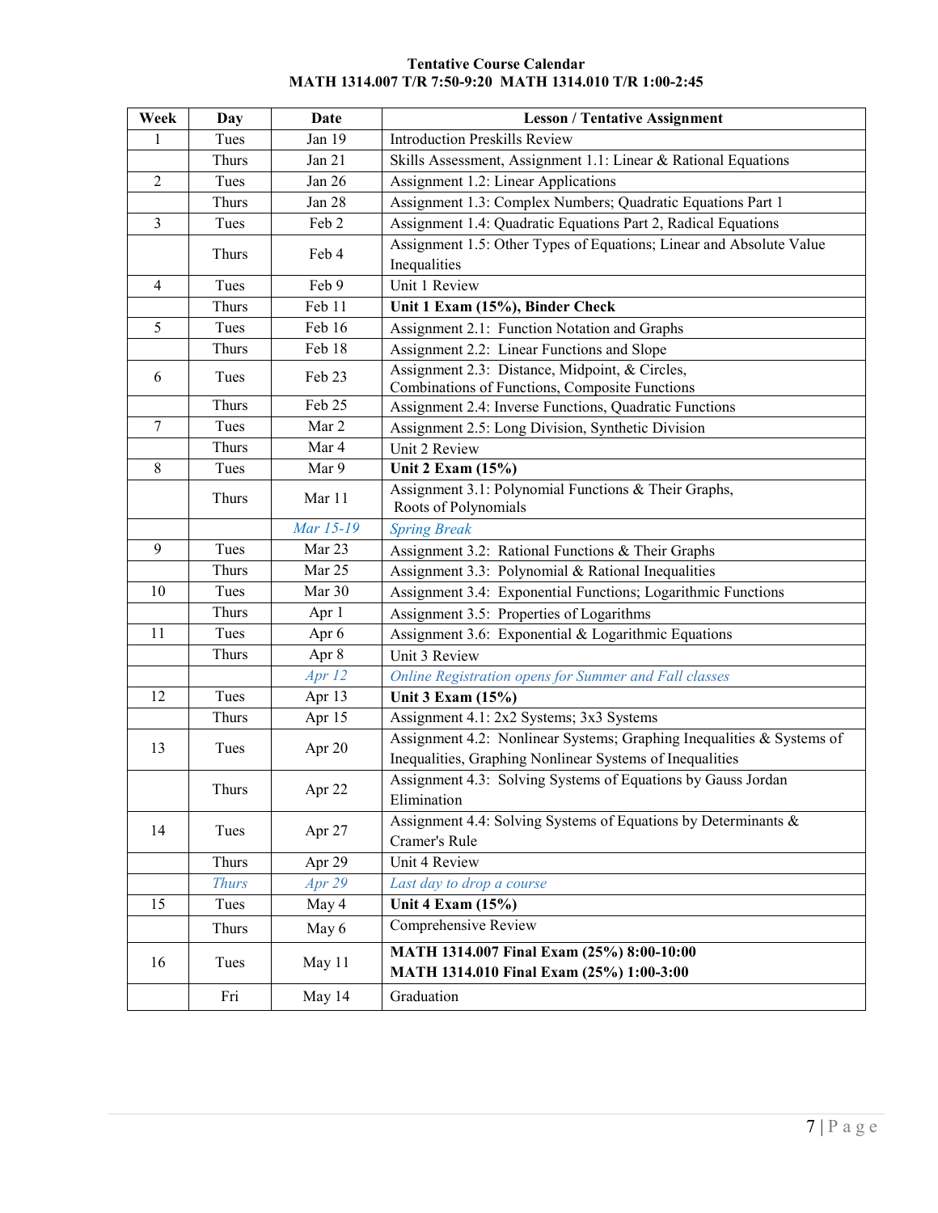**Tentative Course Calendar**
**MATH 1314.007 T/R 7:50-9:20 MATH 1314.010 T/R 1:00-2:45**

| Week | Day | Date | Lesson / Tentative Assignment |
|---|---|---|---|
| 1 | Tues | Jan 19 | Introduction Preskills Review |
| | Thurs | Jan 21 | Skills Assessment, Assignment 1.1: Linear & Rational Equations |
| 2 | Tues | Jan 26 | Assignment 1.2: Linear Applications |
| | Thurs | Jan 28 | Assignment 1.3: Complex Numbers; Quadratic Equations Part 1 |
| 3 | Tues | Feb 2 | Assignment 1.4: Quadratic Equations Part 2, Radical Equations |
| | Thurs | Feb 4 | Assignment 1.5: Other Types of Equations; Linear and Absolute Value Inequalities |
| 4 | Tues | Feb 9 | Unit 1 Review |
| | Thurs | Feb 11 | **Unit 1 Exam (15%), Binder Check** |
| 5 | Tues | Feb 16 | Assignment 2.1: Function Notation and Graphs |
| | Thurs | Feb 18 | Assignment 2.2: Linear Functions and Slope |
| 6 | Tues | Feb 23 | Assignment 2.3: Distance, Midpoint, & Circles, Combinations of Functions, Composite Functions |
| | Thurs | Feb 25 | Assignment 2.4: Inverse Functions, Quadratic Functions |
| 7 | Tues | Mar 2 | Assignment 2.5: Long Division, Synthetic Division |
| | Thurs | Mar 4 | Unit 2 Review |
| 8 | Tues | Mar 9 | **Unit 2 Exam (15%)** |
| | Thurs | Mar 11 | Assignment 3.1: Polynomial Functions & Their Graphs, Roots of Polynomials |
| | | *Mar 15-19* | *Spring Break* |
| 9 | Tues | Mar 23 | Assignment 3.2: Rational Functions & Their Graphs |
| | Thurs | Mar 25 | Assignment 3.3: Polynomial & Rational Inequalities |
| 10 | Tues | Mar 30 | Assignment 3.4: Exponential Functions; Logarithmic Functions |
| | Thurs | Apr 1 | Assignment 3.5: Properties of Logarithms |
| 11 | Tues | Apr 6 | Assignment 3.6: Exponential & Logarithmic Equations |
| | Thurs | Apr 8 | Unit 3 Review |
| | | *Apr 12* | *Online Registration opens for Summer and Fall classes* |
| 12 | Tues | Apr 13 | **Unit 3 Exam (15%)** |
| | Thurs | Apr 15 | Assignment 4.1: 2x2 Systems; 3x3 Systems |
| 13 | Tues | Apr 20 | Assignment 4.2: Nonlinear Systems; Graphing Inequalities & Systems of Inequalities, Graphing Nonlinear Systems of Inequalities |
| | Thurs | Apr 22 | Assignment 4.3: Solving Systems of Equations by Gauss Jordan Elimination |
| 14 | Tues | Apr 27 | Assignment 4.4: Solving Systems of Equations by Determinants & Cramer's Rule |
| | Thurs | Apr 29 | Unit 4 Review |
| | *Thurs* | *Apr 29* | *Last day to drop a course* |
| 15 | Tues | May 4 | **Unit 4 Exam (15%)** |
| | Thurs | May 6 | Comprehensive Review |
| 16 | Tues | May 11 | **MATH 1314.007 Final Exam (25%) 8:00-10:00**<br>**MATH 1314.010 Final Exam (25%) 1:00-3:00** |
| | Fri | May 14 | Graduation |